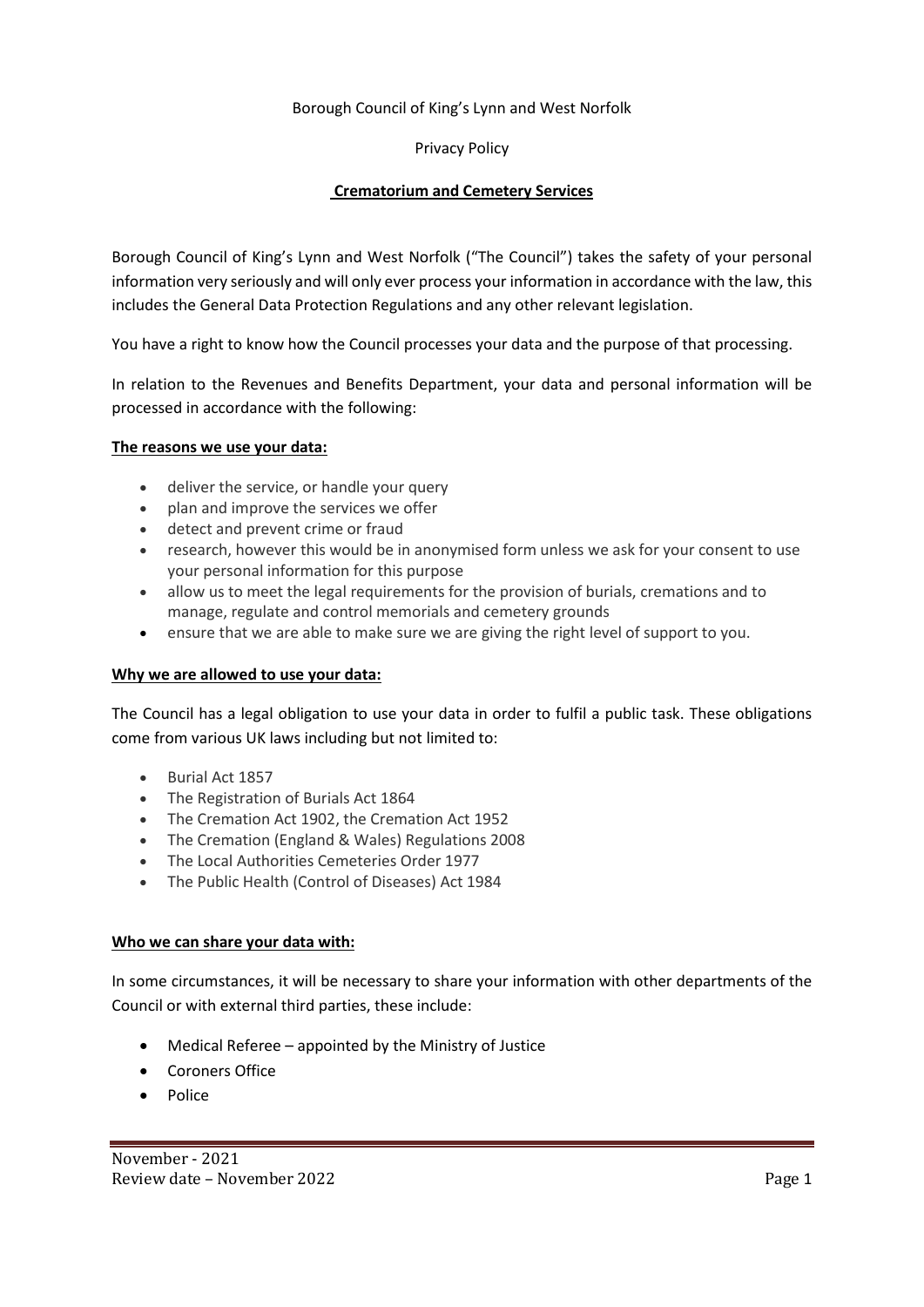Borough Council of King's Lynn and West Norfolk

Privacy Policy

**Crematorium and Cemetery Services**

Borough Council of King's Lynn and West Norfolk ("The Council") takes the safety of your personal information very seriously and will only ever process your information in accordance with the law, this includes the General Data Protection Regulations and any other relevant legislation.

You have a right to know how the Council processes your data and the purpose of that processing.

In relation to the Revenues and Benefits Department, your data and personal information will be processed in accordance with the following:

**The reasons we use your data:**

- deliver the service, or handle your query
- plan and improve the services we offer
- detect and prevent crime or fraud
- research, however this would be in anonymised form unless we ask for your consent to use your personal information for this purpose
- allow us to meet the legal requirements for the provision of burials, cremations and to manage, regulate and control memorials and cemetery grounds
- ensure that we are able to make sure we are giving the right level of support to you.

**Why we are allowed to use your data:**

The Council has a legal obligation to use your data in order to fulfil a public task. These obligations come from various UK laws including but not limited to:

- Burial Act 1857
- The Registration of Burials Act 1864
- The Cremation Act 1902, the Cremation Act 1952
- The Cremation (England & Wales) Regulations 2008
- The Local Authorities Cemeteries Order 1977
- The Public Health (Control of Diseases) Act 1984

**Who we can share your data with:**

In some circumstances, it will be necessary to share your information with other departments of the Council or with external third parties, these include:

- Medical Referee – appointed by the Ministry of Justice
- Coroners Office
- Police

November - 2021
Review date – November 2022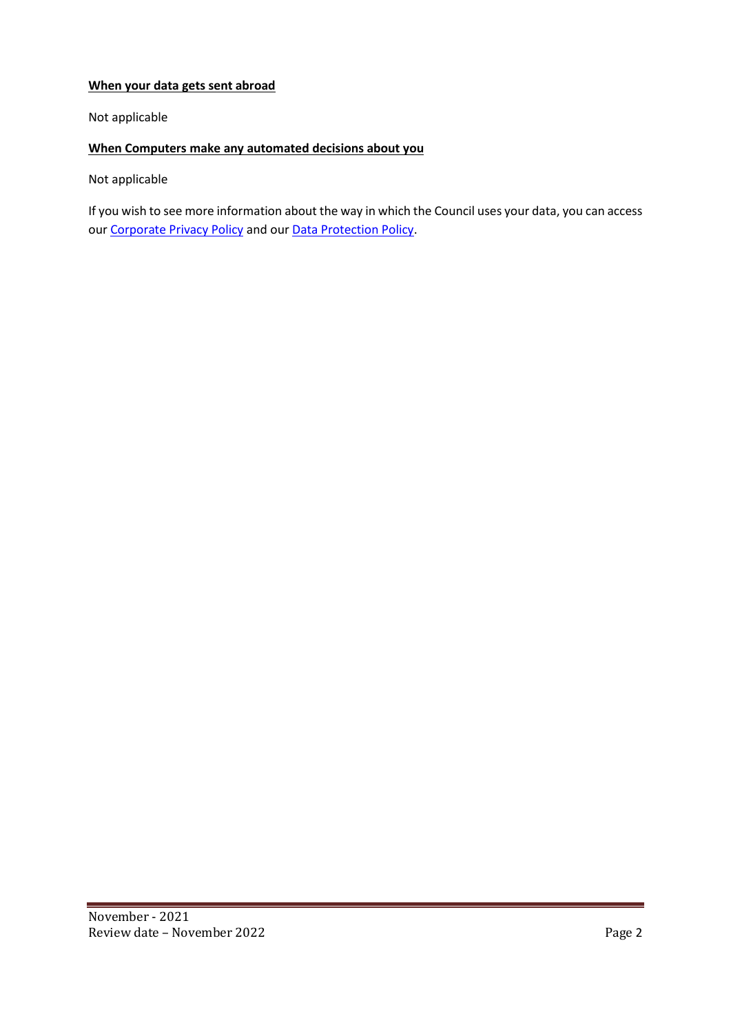**When your data gets sent abroad**

Not applicable

**When Computers make any automated decisions about you**

Not applicable

If you wish to see more information about the way in which the Council uses your data, you can access our Corporate Privacy Policy and our Data Protection Policy.

November - 2021
Review date – November 2022